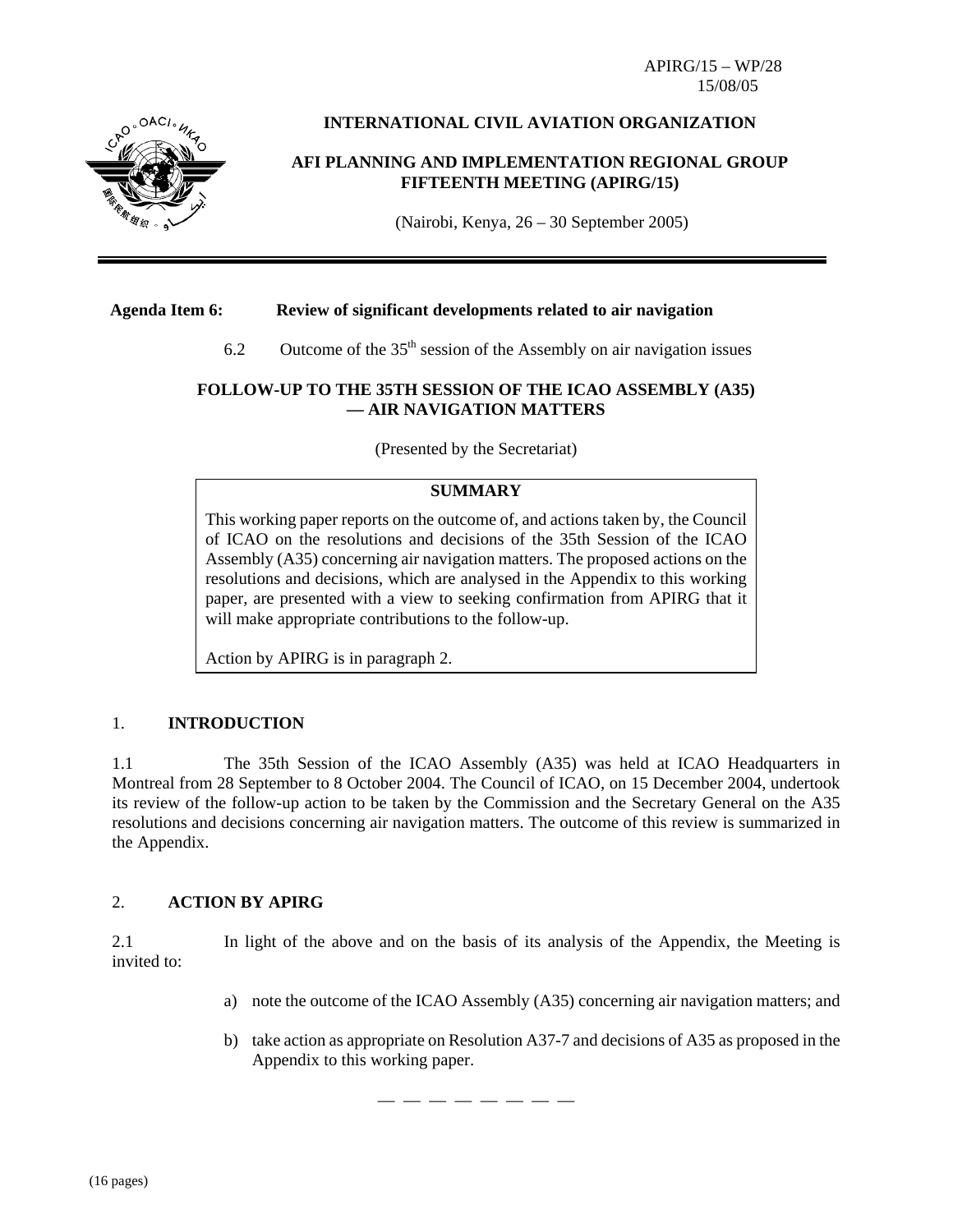APIRG/15 – WP/28
15/08/05

**INTERNATIONAL CIVIL AVIATION ORGANIZATION**

**AFI PLANNING AND IMPLEMENTATION REGIONAL GROUP FIFTEENTH MEETING (APIRG/15)**

(Nairobi, Kenya, 26 – 30 September 2005)

---

**Agenda Item 6: Review of significant developments related to air navigation**

6.2 Outcome of the 35th session of the Assembly on air navigation issues

**FOLLOW-UP TO THE 35TH SESSION OF THE ICAO ASSEMBLY (A35) — AIR NAVIGATION MATTERS**

(Presented by the Secretariat)

| **SUMMARY** |
|---|
| This working paper reports on the outcome of, and actions taken by, the Council of ICAO on the resolutions and decisions of the 35th Session of the ICAO Assembly (A35) concerning air navigation matters. The proposed actions on the resolutions and decisions, which are analysed in the Appendix to this working paper, are presented with a view to seeking confirmation from APIRG that it will make appropriate contributions to the follow-up. <br><br> Action by APIRG is in paragraph 2. |

## 1. INTRODUCTION

1.1 The 35th Session of the ICAO Assembly (A35) was held at ICAO Headquarters in Montreal from 28 September to 8 October 2004. The Council of ICAO, on 15 December 2004, undertook its review of the follow-up action to be taken by the Commission and the Secretary General on the A35 resolutions and decisions concerning air navigation matters. The outcome of this review is summarized in the Appendix.

## 2. ACTION BY APIRG

2.1 In light of the above and on the basis of its analysis of the Appendix, the Meeting is invited to:

a) note the outcome of the ICAO Assembly (A35) concerning air navigation matters; and

b) take action as appropriate on Resolution A37-7 and decisions of A35 as proposed in the Appendix to this working paper.

— — — — — — — —

(16 pages)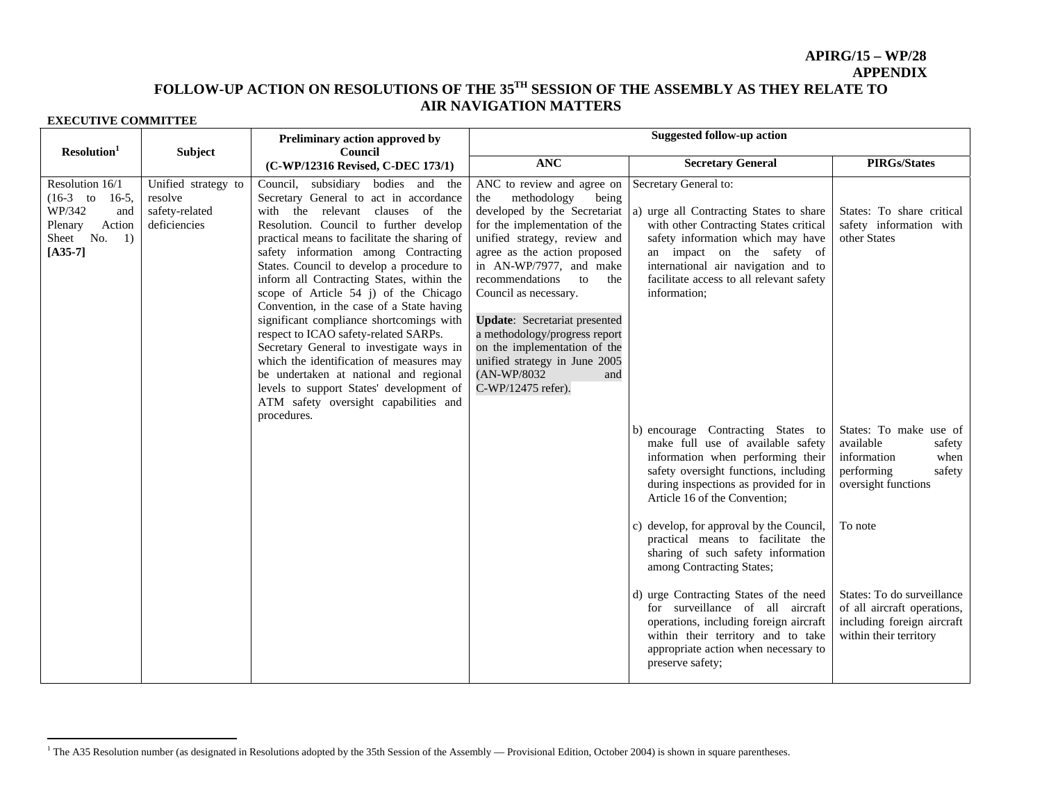**APIRG/15 – WP/28**
**APPENDIX**

# FOLLOW-UP ACTION ON RESOLUTIONS OF THE 35TH SESSION OF THE ASSEMBLY AS THEY RELATE TO AIR NAVIGATION MATTERS

**EXECUTIVE COMMITTEE**

| Resolution[1] | Subject | Preliminary action approved by Council (C-WP/12316 Revised, C-DEC 173/1) | Suggested follow-up action | | |
|---|---|---|---|---|---|
| | | | **ANC** | **Secretary General** | **PIRGs/States** |
| Resolution 16/1 (16-3 to 16-5, WP/342 and Plenary Action Sheet No. 1) **[A35-7]** | Unified strategy to resolve safety-related deficiencies | Council, subsidiary bodies and the Secretary General to act in accordance with the relevant clauses of the Resolution. Council to further develop practical means to facilitate the sharing of safety information among Contracting States. Council to develop a procedure to inform all Contracting States, within the scope of Article 54 j) of the Chicago Convention, in the case of a State having significant compliance shortcomings with respect to ICAO safety-related SARPs. Secretary General to investigate ways in which the identification of measures may be undertaken at national and regional levels to support States' development of ATM safety oversight capabilities and procedures. | ANC to review and agree on the methodology being developed by the Secretariat for the implementation of the unified strategy, review and agree as the action proposed in AN-WP/7977, and make recommendations to the Council as necessary. **Update**: Secretariat presented a methodology/progress report on the implementation of the unified strategy in June 2005 (AN-WP/8032 and C-WP/12475 refer). | Secretary General to: a) urge all Contracting States to share with other Contracting States critical safety information which may have an impact on the safety of international air navigation and to facilitate access to all relevant safety information; | States: To share critical safety information with other States |
| | | | | b) encourage Contracting States to make full use of available safety information when performing their safety oversight functions, including during inspections as provided for in Article 16 of the Convention; | States: To make use of available safety information when performing safety oversight functions |
| | | | | c) develop, for approval by the Council, practical means to facilitate the sharing of such safety information among Contracting States; | To note |
| | | | | d) urge Contracting States of the need for surveillance of all aircraft operations, including foreign aircraft within their territory and to take appropriate action when necessary to preserve safety; | States: To do surveillance of all aircraft operations, including foreign aircraft within their territory |

[1] The A35 Resolution number (as designated in Resolutions adopted by the 35th Session of the Assembly — Provisional Edition, October 2004) is shown in square parentheses.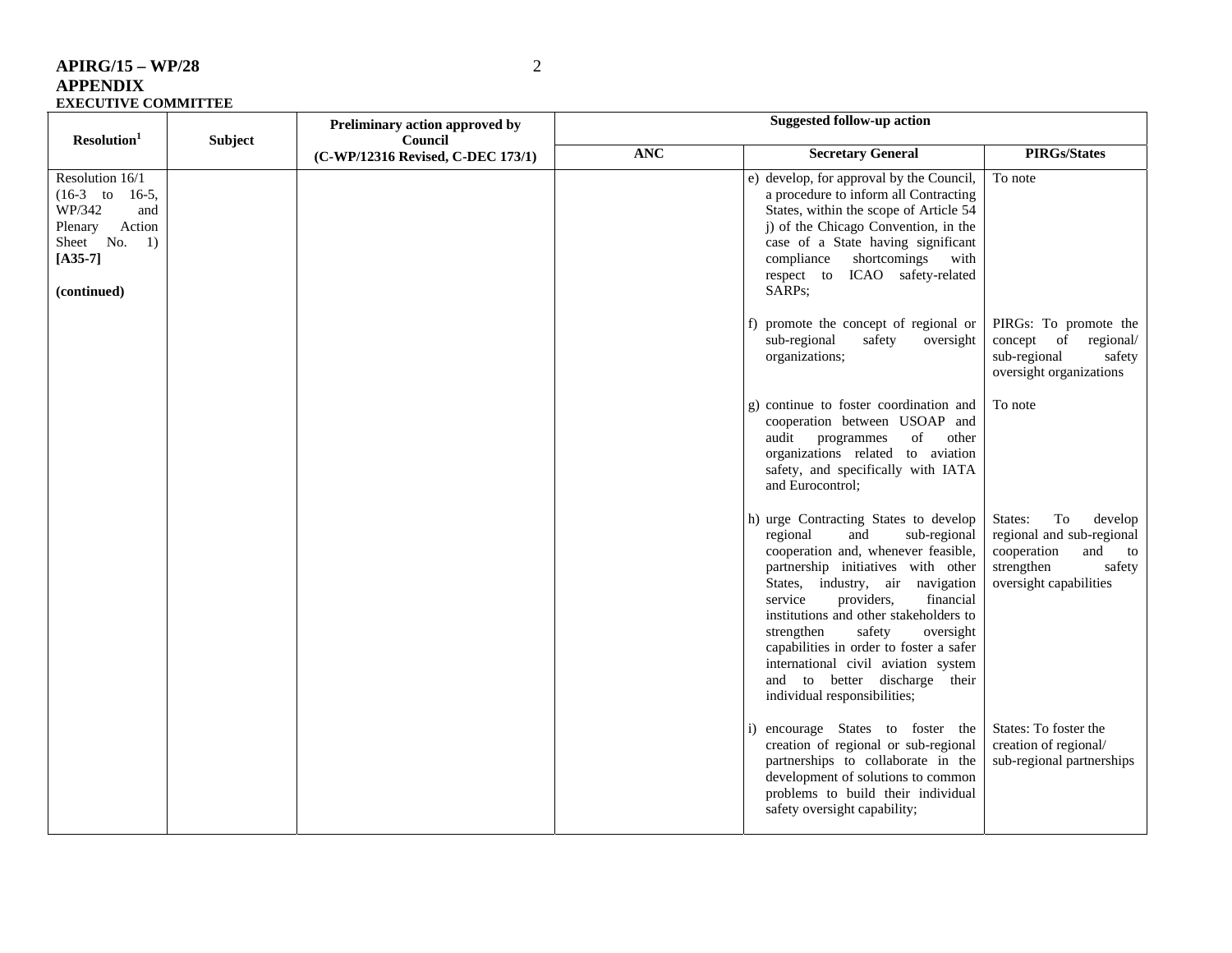**APIRG/15 – WP/28**
**APPENDIX**
**EXECUTIVE COMMITTEE**

| Resolution[1] | Subject | Preliminary action approved by Council (C-WP/12316 Revised, C-DEC 173/1) | Suggested follow-up action | | |
|---|---|---|---|---|---|
| | | | **ANC** | **Secretary General** | **PIRGs/States** |
| Resolution 16/1 (16-3 to 16-5, WP/342 and Plenary Action Sheet No. 1) **[A35-7]** **(continued)** | | | | e) develop, for approval by the Council, a procedure to inform all Contracting States, within the scope of Article 54 j) of the Chicago Convention, in the case of a State having significant compliance shortcomings with respect to ICAO safety-related SARPs; | To note |
| | | | | f) promote the concept of regional or sub-regional safety oversight organizations; | PIRGs: To promote the concept of regional/ sub-regional safety oversight organizations |
| | | | | g) continue to foster coordination and cooperation between USOAP and audit programmes of other organizations related to aviation safety, and specifically with IATA and Eurocontrol; | To note |
| | | | | h) urge Contracting States to develop regional and sub-regional cooperation and, whenever feasible, partnership initiatives with other States, industry, air navigation service providers, financial institutions and other stakeholders to strengthen safety oversight capabilities in order to foster a safer international civil aviation system and to better discharge their individual responsibilities; | States: To develop regional and sub-regional cooperation and to strengthen safety oversight capabilities |
| | | | | i) encourage States to foster the creation of regional or sub-regional partnerships to collaborate in the development of solutions to common problems to build their individual safety oversight capability; | States: To foster the creation of regional/ sub-regional partnerships |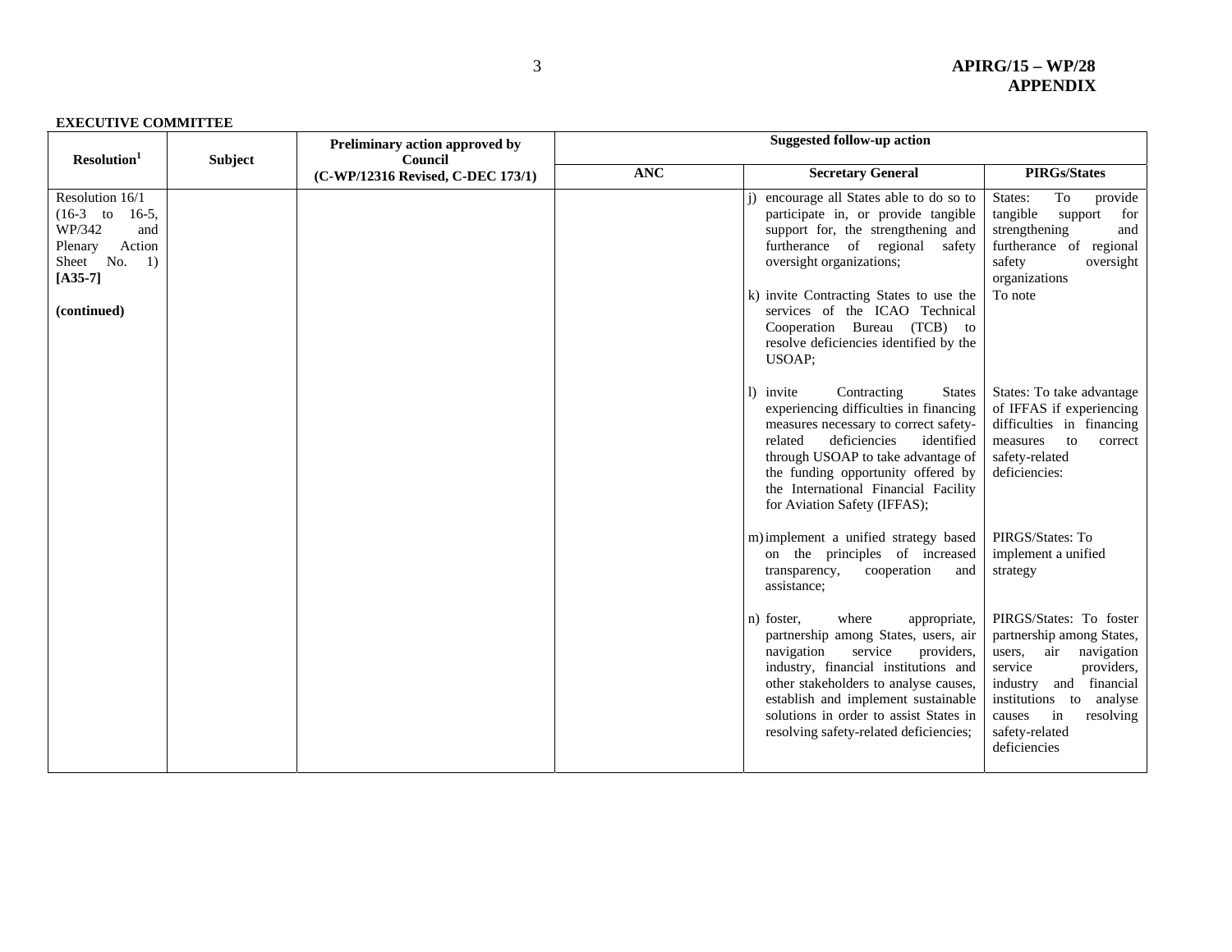**EXECUTIVE COMMITTEE**

| Resolution[1] | Subject | Preliminary action approved by Council (C-WP/12316 Revised, C-DEC 173/1) | Suggested follow-up action | | |
|---|---|---|---|---|---|
| | | | ANC | Secretary General | PIRGs/States |
| Resolution 16/1 (16-3 to 16-5, WP/342 and Plenary Action Sheet No. 1) **[A35-7]** **(continued)** | | | | j) encourage all States able to do so to participate in, or provide tangible support for, the strengthening and furtherance of regional safety oversight organizations; | States: To provide tangible support for strengthening and furtherance of regional safety oversight organizations |
| | | | | k) invite Contracting States to use the services of the ICAO Technical Cooperation Bureau (TCB) to resolve deficiencies identified by the USOAP; | To note |
| | | | | l) invite Contracting States experiencing difficulties in financing measures necessary to correct safety-related deficiencies identified through USOAP to take advantage of the funding opportunity offered by the International Financial Facility for Aviation Safety (IFFAS); | States: To take advantage of IFFAS if experiencing difficulties in financing measures to correct safety-related deficiencies: |
| | | | | m) implement a unified strategy based on the principles of increased transparency, cooperation and assistance; | PIRGS/States: To implement a unified strategy |
| | | | | n) foster, where appropriate, partnership among States, users, air navigation service providers, industry, financial institutions and other stakeholders to analyse causes, establish and implement sustainable solutions in order to assist States in resolving safety-related deficiencies; | PIRGS/States: To foster partnership among States, users, air navigation service providers, industry and financial institutions to analyse causes in resolving safety-related deficiencies |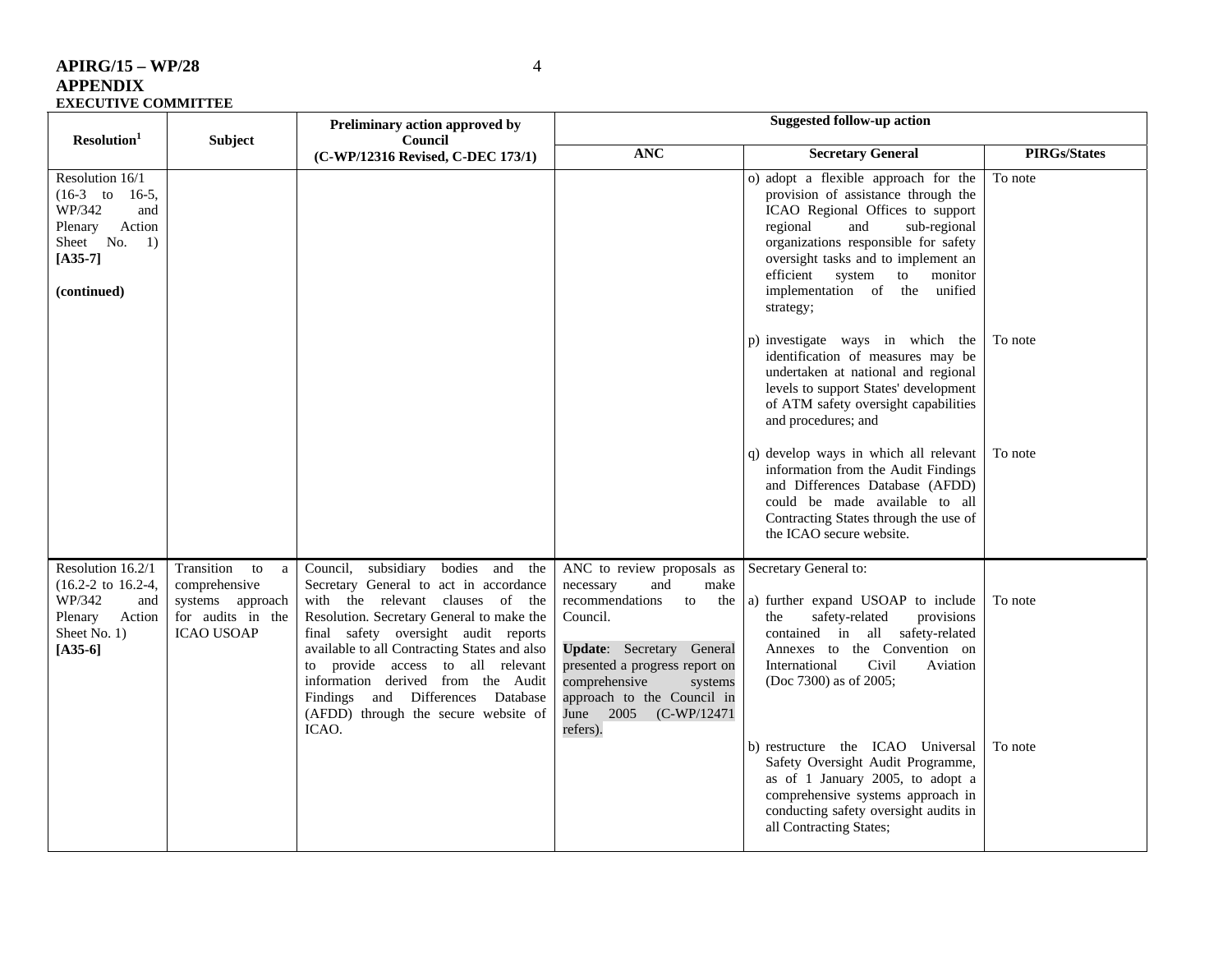**APIRG/15 – WP/28**
**APPENDIX**
**EXECUTIVE COMMITTEE**

| Resolution[1] | Subject | Preliminary action approved by Council (C-WP/12316 Revised, C-DEC 173/1) | Suggested follow-up action | | |
|---|---|---|---|---|---|
| | | | ANC | Secretary General | PIRGs/States |
| Resolution 16/1 (16-3 to 16-5, WP/342 and Plenary Action Sheet No. 1) **[A35-7]** **(continued)** | | | | o) adopt a flexible approach for the provision of assistance through the ICAO Regional Offices to support regional and sub-regional organizations responsible for safety oversight tasks and to implement an efficient system to monitor implementation of the unified strategy; | To note |
| | | | | p) investigate ways in which the identification of measures may be undertaken at national and regional levels to support States' development of ATM safety oversight capabilities and procedures; and | To note |
| | | | | q) develop ways in which all relevant information from the Audit Findings and Differences Database (AFDD) could be made available to all Contracting States through the use of the ICAO secure website. | To note |
| Resolution 16.2/1 (16.2-2 to 16.2-4, WP/342 and Plenary Action Sheet No. 1) **[A35-6]** | Transition to a comprehensive systems approach for audits in the ICAO USOAP | Council, subsidiary bodies and the Secretary General to act in accordance with the relevant clauses of the Resolution. Secretary General to make the final safety oversight audit reports available to all Contracting States and also to provide access to all relevant information derived from the Audit Findings and Differences Database (AFDD) through the secure website of ICAO. | ANC to review proposals as necessary and make recommendations to the Council. **Update**: Secretary General presented a progress report on comprehensive systems approach to the Council in June 2005 (C-WP/12471 refers). | Secretary General to: a) further expand USOAP to include the safety-related provisions contained in all safety-related Annexes to the Convention on International Civil Aviation (Doc 7300) as of 2005; | To note |
| | | | | b) restructure the ICAO Universal Safety Oversight Audit Programme, as of 1 January 2005, to adopt a comprehensive systems approach in conducting safety oversight audits in all Contracting States; | To note |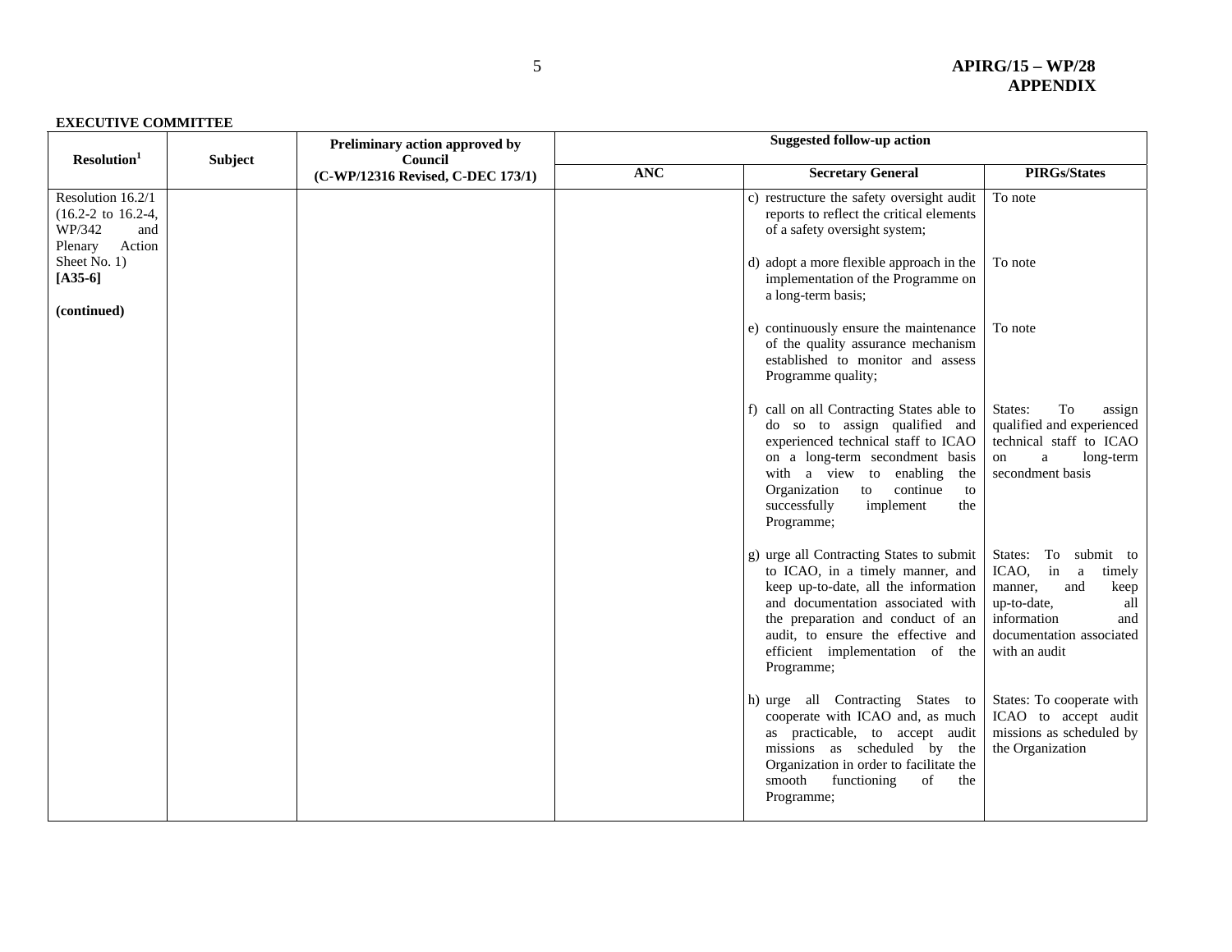**EXECUTIVE COMMITTEE**

| Resolution[1] | Subject | Preliminary action approved by Council (C-WP/12316 Revised, C-DEC 173/1) | Suggested follow-up action | | |
|---|---|---|---|---|---|
| | | | ANC | Secretary General | PIRGs/States |
| Resolution 16.2/1 (16.2-2 to 16.2-4, WP/342 and Plenary Action Sheet No. 1) **[A35-6]** **(continued)** | | | | c) restructure the safety oversight audit reports to reflect the critical elements of a safety oversight system; | To note |
| | | | | d) adopt a more flexible approach in the implementation of the Programme on a long-term basis; | To note |
| | | | | e) continuously ensure the maintenance of the quality assurance mechanism established to monitor and assess Programme quality; | To note |
| | | | | f) call on all Contracting States able to do so to assign qualified and experienced technical staff to ICAO on a long-term secondment basis with a view to enabling the Organization to continue to successfully implement the Programme; | States: To assign qualified and experienced technical staff to ICAO on a long-term secondment basis |
| | | | | g) urge all Contracting States to submit to ICAO, in a timely manner, and keep up-to-date, all the information and documentation associated with the preparation and conduct of an audit, to ensure the effective and efficient implementation of the Programme; | States: To submit to ICAO, in a timely manner, and keep up-to-date, all information and documentation associated with an audit |
| | | | | h) urge all Contracting States to cooperate with ICAO and, as much as practicable, to accept audit missions as scheduled by the Organization in order to facilitate the smooth functioning of the Programme; | States: To cooperate with ICAO to accept audit missions as scheduled by the Organization |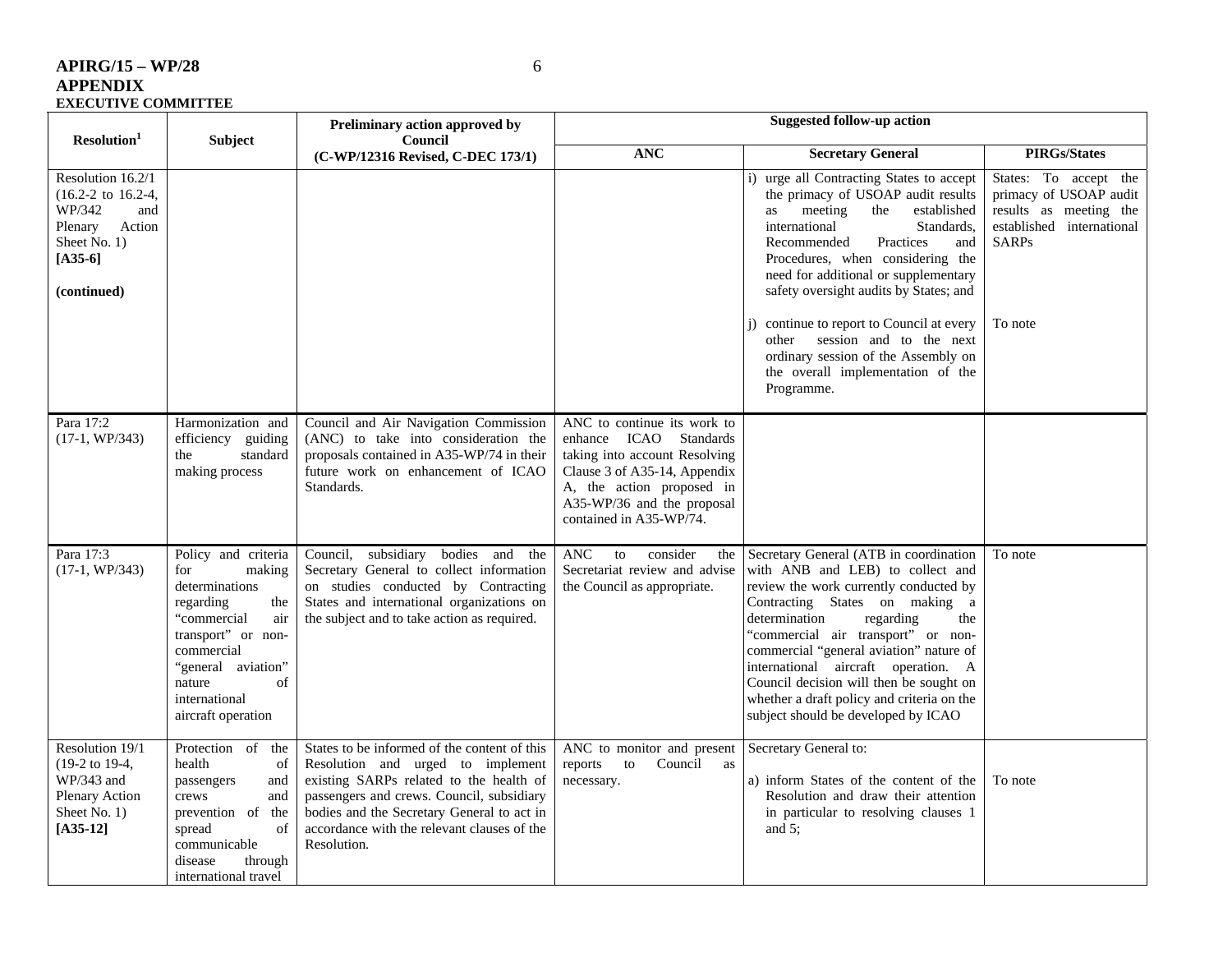**APIRG/15 – WP/28**
**APPENDIX**
**EXECUTIVE COMMITTEE**

| Resolution[1] | Subject | Preliminary action approved by Council (C-WP/12316 Revised, C-DEC 173/1) | Suggested follow-up action | | |
|---|---|---|---|---|---|
| | | | **ANC** | **Secretary General** | **PIRGs/States** |
| Resolution 16.2/1 (16.2-2 to 16.2-4, WP/342 and Plenary Action Sheet No. 1) **[A35-6]** **(continued)** | | | | i) urge all Contracting States to accept the primacy of USOAP audit results as meeting the established international Standards, Recommended Practices and Procedures, when considering the need for additional or supplementary safety oversight audits by States; and | States: To accept the primacy of USOAP audit results as meeting the established international SARPs |
| | | | | j) continue to report to Council at every other session and to the next ordinary session of the Assembly on the overall implementation of the Programme. | To note |
| Para 17:2 (17-1, WP/343) | Harmonization and efficiency guiding the standard making process | Council and Air Navigation Commission (ANC) to take into consideration the proposals contained in A35-WP/74 in their future work on enhancement of ICAO Standards. | ANC to continue its work to enhance ICAO Standards taking into account Resolving Clause 3 of A35-14, Appendix A, the action proposed in A35-WP/36 and the proposal contained in A35-WP/74. | | |
| Para 17:3 (17-1, WP/343) | Policy and criteria for making determinations regarding the "commercial air transport" or non-commercial "general aviation" nature of international aircraft operation | Council, subsidiary bodies and the Secretary General to collect information on studies conducted by Contracting States and international organizations on the subject and to take action as required. | ANC to consider the Secretariat review and advise the Council as appropriate. | Secretary General (ATB in coordination with ANB and LEB) to collect and review the work currently conducted by Contracting States on making a determination regarding the "commercial air transport" or non-commercial "general aviation" nature of international aircraft operation. A Council decision will then be sought on whether a draft policy and criteria on the subject should be developed by ICAO | To note |
| Resolution 19/1 (19-2 to 19-4, WP/343 and Plenary Action Sheet No. 1) **[A35-12]** | Protection of the health of passengers and crews and prevention of the spread of communicable disease through international travel | States to be informed of the content of this Resolution and urged to implement existing SARPs related to the health of passengers and crews. Council, subsidiary bodies and the Secretary General to act in accordance with the relevant clauses of the Resolution. | ANC to monitor and present reports to Council as necessary. | Secretary General to: a) inform States of the content of the Resolution and draw their attention in particular to resolving clauses 1 and 5; | To note |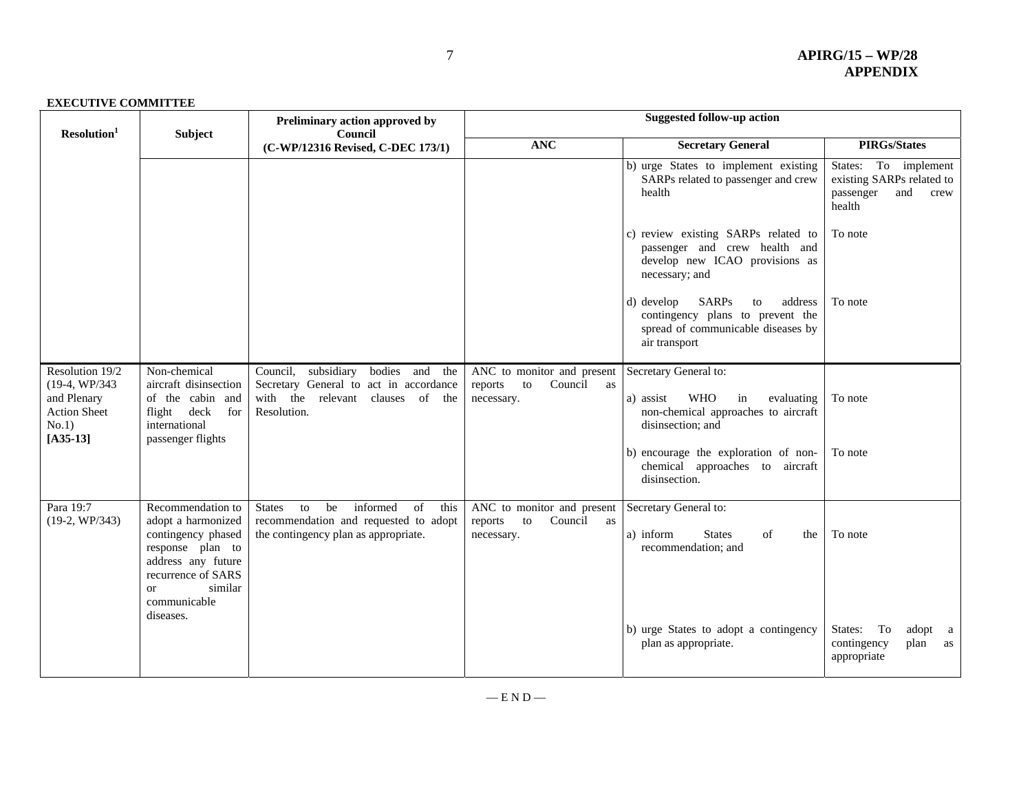**EXECUTIVE COMMITTEE**

| Resolution[1] | Subject | Preliminary action approved by Council (C-WP/12316 Revised, C-DEC 173/1) | Suggested follow-up action | | |
|---|---|---|---|---|---|
| | | | ANC | Secretary General | PIRGs/States |
| | | | | b) urge States to implement existing SARPs related to passenger and crew health | States: To implement existing SARPs related to passenger and crew health |
| | | | | c) review existing SARPs related to passenger and crew health and develop new ICAO provisions as necessary; and | To note |
| | | | | d) develop SARPs to address contingency plans to prevent the spread of communicable diseases by air transport | To note |
| Resolution 19/2 (19-4, WP/343 and Plenary Action Sheet No.1) **[A35-13]** | Non-chemical aircraft disinsection of the cabin and flight deck for international passenger flights | Council, subsidiary bodies and the Secretary General to act in accordance with the relevant clauses of the Resolution. | ANC to monitor and present reports to Council as necessary. | Secretary General to:<br>a) assist WHO in evaluating non-chemical approaches to aircraft disinsection; and | To note |
| | | | | b) encourage the exploration of non-chemical approaches to aircraft disinsection. | To note |
| Para 19:7 (19-2, WP/343) | Recommendation to adopt a harmonized contingency phased response plan to address any future recurrence of SARS or similar communicable diseases. | States to be informed of this recommendation and requested to adopt the contingency plan as appropriate. | ANC to monitor and present reports to Council as necessary. | Secretary General to:<br>a) inform States of the recommendation; and | To note |
| | | | | b) urge States to adopt a contingency plan as appropriate. | States: To adopt a contingency plan as appropriate |

— E N D —